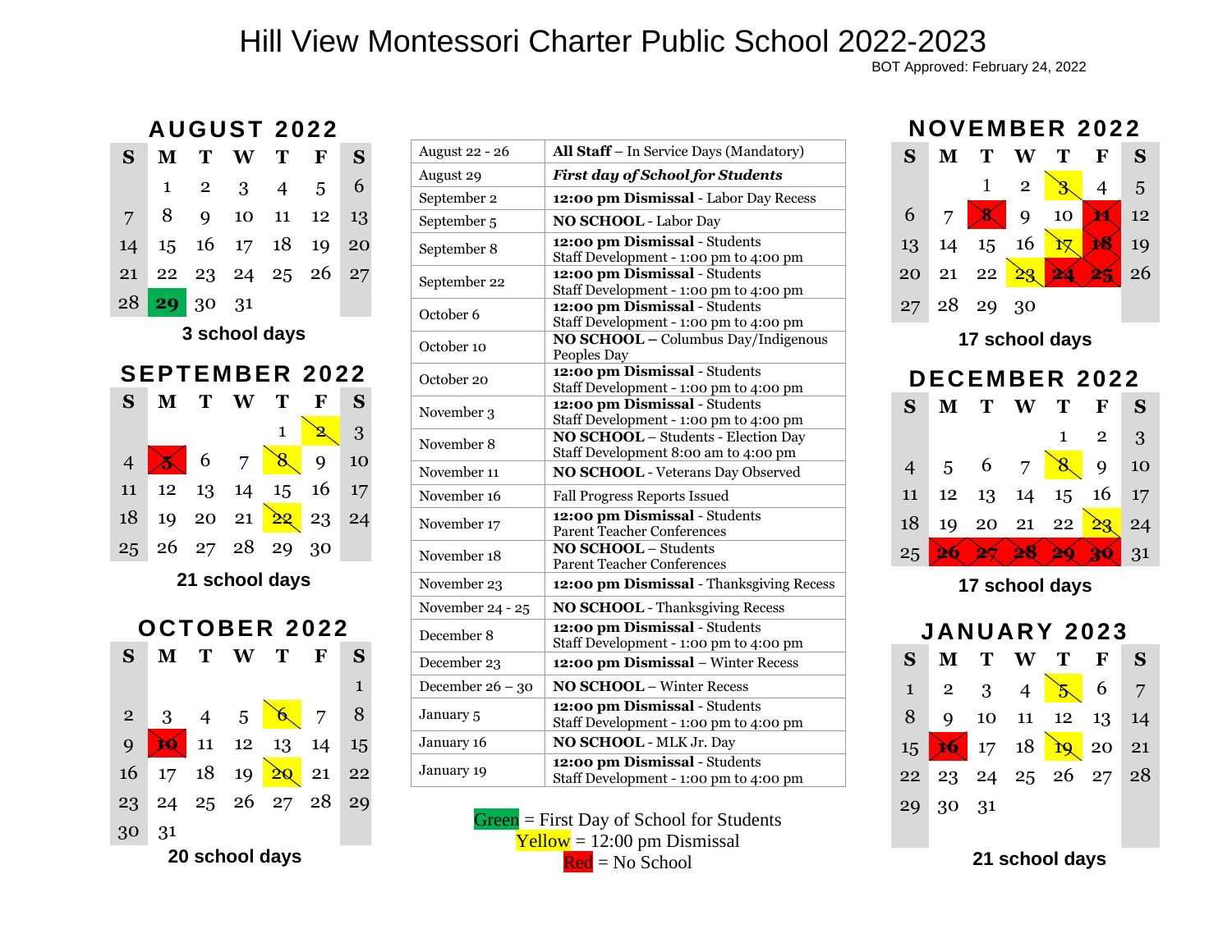# Hill View Montessori Charter Public School 2022-2023

BOT Approved: February 24, 2022

## AUGUST 2022

| S | M | T | W | T | F | S |
|---|---|---|---|---|---|---|
| | 1 | 2 | 3 | 4 | 5 | 6 |
| 7 | 8 | 9 | 10 | 11 | 12 | 13 |
| 14 | 15 | 16 | 17 | 18 | 19 | 20 |
| 21 | 22 | 23 | 24 | 25 | 26 | 27 |
| 28 | 29 | 30 | 31 | | | |

3 school days

## SEPTEMBER 2022

| S | M | T | W | T | F | S |
|---|---|---|---|---|---|---|
| | | | | 1 | 2 | 3 |
| 4 | 5 | 6 | 7 | 8 | 9 | 10 |
| 11 | 12 | 13 | 14 | 15 | 16 | 17 |
| 18 | 19 | 20 | 21 | 22 | 23 | 24 |
| 25 | 26 | 27 | 28 | 29 | 30 | |

21 school days

## OCTOBER 2022

| S | M | T | W | T | F | S |
|---|---|---|---|---|---|---|
| | | | | | | 1 |
| 2 | 3 | 4 | 5 | 6 | 7 | 8 |
| 9 | 10 | 11 | 12 | 13 | 14 | 15 |
| 16 | 17 | 18 | 19 | 20 | 21 | 22 |
| 23 | 24 | 25 | 26 | 27 | 28 | 29 |
| 30 | 31 | | | | | |

20 school days

| Date | Event |
|---|---|
| August 22 - 26 | **All Staff** – In Service Days (Mandatory) |
| August 29 | ***First day of School for Students*** |
| September 2 | **12:00 pm Dismissal** - Labor Day Recess |
| September 5 | **NO SCHOOL** - Labor Day |
| September 8 | **12:00 pm Dismissal** - Students<br>Staff Development - 1:00 pm to 4:00 pm |
| September 22 | **12:00 pm Dismissal** - Students<br>Staff Development - 1:00 pm to 4:00 pm |
| October 6 | **12:00 pm Dismissal** - Students<br>Staff Development - 1:00 pm to 4:00 pm |
| October 10 | **NO SCHOOL** – Columbus Day/Indigenous Peoples Day |
| October 20 | **12:00 pm Dismissal** - Students<br>Staff Development - 1:00 pm to 4:00 pm |
| November 3 | **12:00 pm Dismissal** - Students<br>Staff Development - 1:00 pm to 4:00 pm |
| November 8 | **NO SCHOOL** – Students - Election Day<br>Staff Development 8:00 am to 4:00 pm |
| November 11 | **NO SCHOOL** - Veterans Day Observed |
| November 16 | Fall Progress Reports Issued |
| November 17 | **12:00 pm Dismissal** - Students<br>Parent Teacher Conferences |
| November 18 | **NO SCHOOL** – Students<br>Parent Teacher Conferences |
| November 23 | **12:00 pm Dismissal** - Thanksgiving Recess |
| November 24 - 25 | **NO SCHOOL** - Thanksgiving Recess |
| December 8 | **12:00 pm Dismissal** - Students<br>Staff Development - 1:00 pm to 4:00 pm |
| December 23 | **12:00 pm Dismissal** – Winter Recess |
| December 26 – 30 | **NO SCHOOL** – Winter Recess |
| January 5 | **12:00 pm Dismissal** - Students<br>Staff Development - 1:00 pm to 4:00 pm |
| January 16 | **NO SCHOOL** - MLK Jr. Day |
| January 19 | **12:00 pm Dismissal** - Students<br>Staff Development - 1:00 pm to 4:00 pm |

Green = First Day of School for Students
Yellow = 12:00 pm Dismissal
Red = No School

## NOVEMBER 2022

| S | M | T | W | T | F | S |
|---|---|---|---|---|---|---|
| | | 1 | 2 | 3 | 4 | 5 |
| 6 | 7 | 8 | 9 | 10 | 11 | 12 |
| 13 | 14 | 15 | 16 | 17 | 18 | 19 |
| 20 | 21 | 22 | 23 | 24 | 25 | 26 |
| 27 | 28 | 29 | 30 | | | |

17 school days

## DECEMBER 2022

| S | M | T | W | T | F | S |
|---|---|---|---|---|---|---|
| | | | | 1 | 2 | 3 |
| 4 | 5 | 6 | 7 | 8 | 9 | 10 |
| 11 | 12 | 13 | 14 | 15 | 16 | 17 |
| 18 | 19 | 20 | 21 | 22 | 23 | 24 |
| 25 | 26 | 27 | 28 | 29 | 30 | 31 |

17 school days

## JANUARY 2023

| S | M | T | W | T | F | S |
|---|---|---|---|---|---|---|
| 1 | 2 | 3 | 4 | 5 | 6 | 7 |
| 8 | 9 | 10 | 11 | 12 | 13 | 14 |
| 15 | 16 | 17 | 18 | 19 | 20 | 21 |
| 22 | 23 | 24 | 25 | 26 | 27 | 28 |
| 29 | 30 | 31 | | | | |

21 school days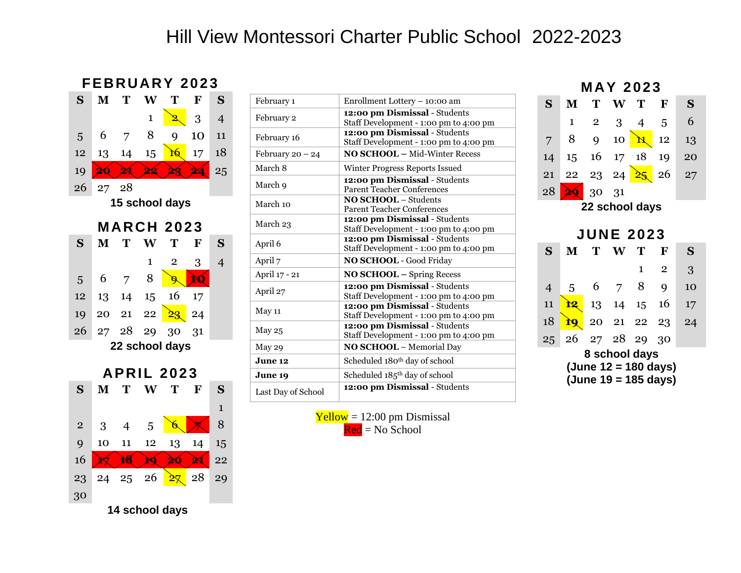# Hill View Montessori Charter Public School 2022-2023

## FEBRUARY 2023

| S | M | T | W | T | F | S |
|---|---|---|---|---|---|---|
| | | | 1 | 2 | 3 | 4 |
| 5 | 6 | 7 | 8 | 9 | 10 | 11 |
| 12 | 13 | 14 | 15 | 16 | 17 | 18 |
| 19 | 20 | 21 | 22 | 23 | 24 | 25 |
| 26 | 27 | 28 | | | | |

**15 school days**

## MARCH 2023

| S | M | T | W | T | F | S |
|---|---|---|---|---|---|---|
| | | | 1 | 2 | 3 | 4 |
| 5 | 6 | 7 | 8 | 9 | 10 | |
| 12 | 13 | 14 | 15 | 16 | 17 | |
| 19 | 20 | 21 | 22 | 23 | 24 | |
| 26 | 27 | 28 | 29 | 30 | 31 | |

**22 school days**

## APRIL 2023

| S | M | T | W | T | F | S |
|---|---|---|---|---|---|---|
| | | | | | | 1 |
| 2 | 3 | 4 | 5 | 6 | 7 | 8 |
| 9 | 10 | 11 | 12 | 13 | 14 | 15 |
| 16 | 17 | 18 | 19 | 20 | 21 | 22 |
| 23 | 24 | 25 | 26 | 27 | 28 | 29 |
| 30 | | | | | | |

**14 school days**

| | |
|---|---|
| February 1 | Enrollment Lottery – 10:00 am |
| February 2 | **12:00 pm Dismissal** - Students<br>Staff Development - 1:00 pm to 4:00 pm |
| February 16 | **12:00 pm Dismissal** - Students<br>Staff Development - 1:00 pm to 4:00 pm |
| February 20 – 24 | **NO SCHOOL –** Mid-Winter Recess |
| March 8 | Winter Progress Reports Issued |
| March 9 | **12:00 pm Dismissal** - Students<br>Parent Teacher Conferences |
| March 10 | **NO SCHOOL** – Students<br>Parent Teacher Conferences |
| March 23 | **12:00 pm Dismissal** - Students<br>Staff Development - 1:00 pm to 4:00 pm |
| April 6 | **12:00 pm Dismissal** - Students<br>Staff Development - 1:00 pm to 4:00 pm |
| April 7 | **NO SCHOOL** - Good Friday |
| April 17 - 21 | **NO SCHOOL –** Spring Recess |
| April 27 | **12:00 pm Dismissal** - Students<br>Staff Development - 1:00 pm to 4:00 pm |
| May 11 | **12:00 pm Dismissal** - Students<br>Staff Development - 1:00 pm to 4:00 pm |
| May 25 | **12:00 pm Dismissal** - Students<br>Staff Development - 1:00 pm to 4:00 pm |
| May 29 | **NO SCHOOL** – Memorial Day |
| **June 12** | Scheduled 180th day of school |
| **June 19** | Scheduled 185th day of school |
| Last Day of School | **12:00 pm Dismissal** - Students |

Yellow = 12:00 pm Dismissal
Red = No School

## MAY 2023

| S | M | T | W | T | F | S |
|---|---|---|---|---|---|---|
| | 1 | 2 | 3 | 4 | 5 | 6 |
| 7 | 8 | 9 | 10 | 11 | 12 | 13 |
| 14 | 15 | 16 | 17 | 18 | 19 | 20 |
| 21 | 22 | 23 | 24 | 25 | 26 | 27 |
| 28 | 29 | 30 | 31 | | | |

**22 school days**

## JUNE 2023

| S | M | T | W | T | F | S |
|---|---|---|---|---|---|---|
| | | | | 1 | 2 | 3 |
| 4 | 5 | 6 | 7 | 8 | 9 | 10 |
| 11 | 12 | 13 | 14 | 15 | 16 | 17 |
| 18 | 19 | 20 | 21 | 22 | 23 | 24 |
| 25 | 26 | 27 | 28 | 29 | 30 | |

**8 school days**
**(June 12 = 180 days)**
**(June 19 = 185 days)**